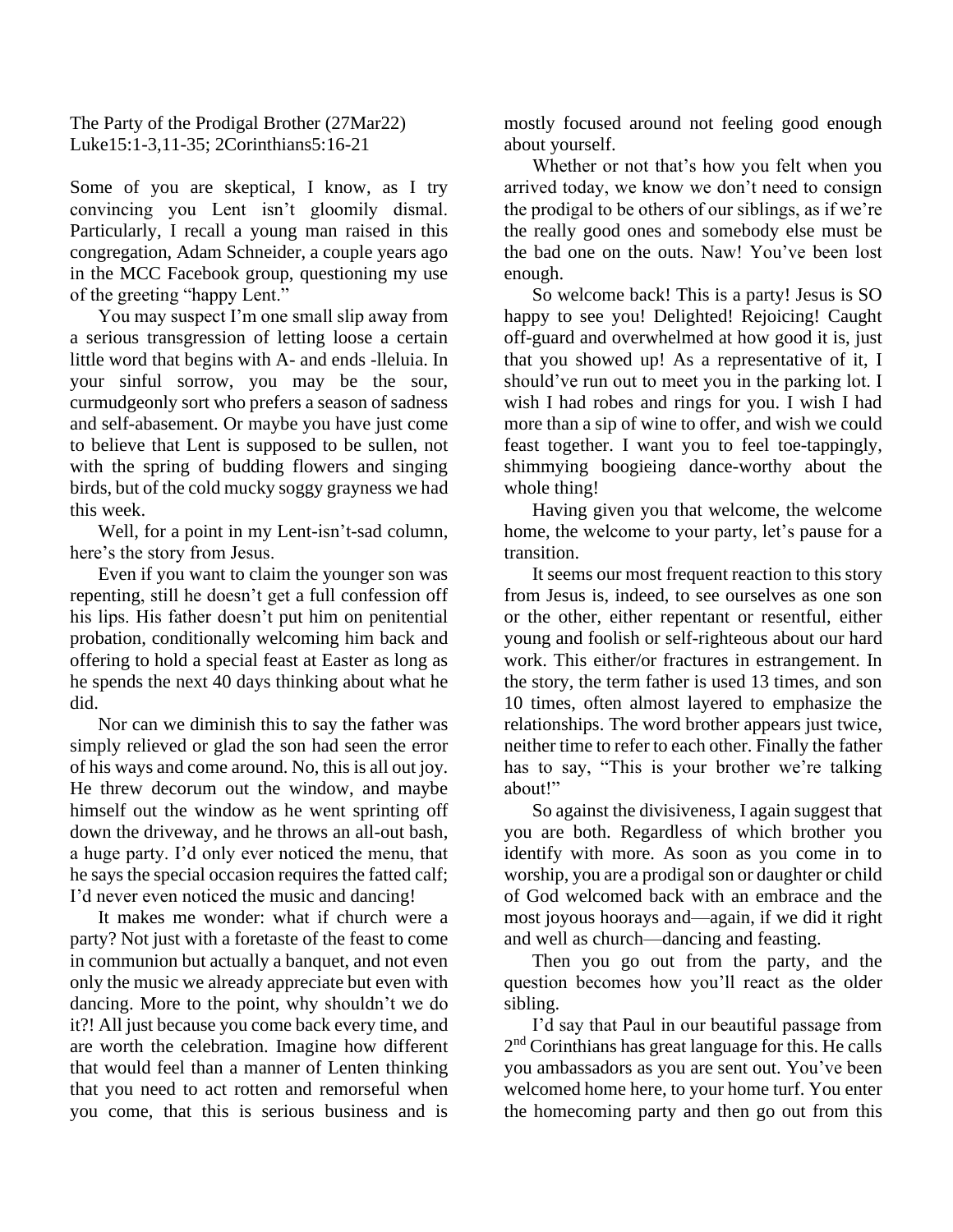The Party of the Prodigal Brother (27Mar22)
Luke15:1-3,11-35; 2Corinthians5:16-21

Some of you are skeptical, I know, as I try convincing you Lent isn't gloomily dismal. Particularly, I recall a young man raised in this congregation, Adam Schneider, a couple years ago in the MCC Facebook group, questioning my use of the greeting "happy Lent."

You may suspect I'm one small slip away from a serious transgression of letting loose a certain little word that begins with A- and ends -lleluia. In your sinful sorrow, you may be the sour, curmudgeonly sort who prefers a season of sadness and self-abasement. Or maybe you have just come to believe that Lent is supposed to be sullen, not with the spring of budding flowers and singing birds, but of the cold mucky soggy grayness we had this week.

Well, for a point in my Lent-isn't-sad column, here's the story from Jesus.

Even if you want to claim the younger son was repenting, still he doesn't get a full confession off his lips. His father doesn't put him on penitential probation, conditionally welcoming him back and offering to hold a special feast at Easter as long as he spends the next 40 days thinking about what he did.

Nor can we diminish this to say the father was simply relieved or glad the son had seen the error of his ways and come around. No, this is all out joy. He threw decorum out the window, and maybe himself out the window as he went sprinting off down the driveway, and he throws an all-out bash, a huge party. I'd only ever noticed the menu, that he says the special occasion requires the fatted calf; I'd never even noticed the music and dancing!

It makes me wonder: what if church were a party? Not just with a foretaste of the feast to come in communion but actually a banquet, and not even only the music we already appreciate but even with dancing. More to the point, why shouldn't we do it?! All just because you come back every time, and are worth the celebration. Imagine how different that would feel than a manner of Lenten thinking that you need to act rotten and remorseful when you come, that this is serious business and is mostly focused around not feeling good enough about yourself.

Whether or not that's how you felt when you arrived today, we know we don't need to consign the prodigal to be others of our siblings, as if we're the really good ones and somebody else must be the bad one on the outs. Naw! You've been lost enough.

So welcome back! This is a party! Jesus is SO happy to see you! Delighted! Rejoicing! Caught off-guard and overwhelmed at how good it is, just that you showed up! As a representative of it, I should've run out to meet you in the parking lot. I wish I had robes and rings for you. I wish I had more than a sip of wine to offer, and wish we could feast together. I want you to feel toe-tappingly, shimmying boogieing dance-worthy about the whole thing!

Having given you that welcome, the welcome home, the welcome to your party, let's pause for a transition.

It seems our most frequent reaction to this story from Jesus is, indeed, to see ourselves as one son or the other, either repentant or resentful, either young and foolish or self-righteous about our hard work. This either/or fractures in estrangement. In the story, the term father is used 13 times, and son 10 times, often almost layered to emphasize the relationships. The word brother appears just twice, neither time to refer to each other. Finally the father has to say, "This is your brother we're talking about!"

So against the divisiveness, I again suggest that you are both. Regardless of which brother you identify with more. As soon as you come in to worship, you are a prodigal son or daughter or child of God welcomed back with an embrace and the most joyous hoorays and—again, if we did it right and well as church—dancing and feasting.

Then you go out from the party, and the question becomes how you'll react as the older sibling.

I'd say that Paul in our beautiful passage from 2nd Corinthians has great language for this. He calls you ambassadors as you are sent out. You've been welcomed home here, to your home turf. You enter the homecoming party and then go out from this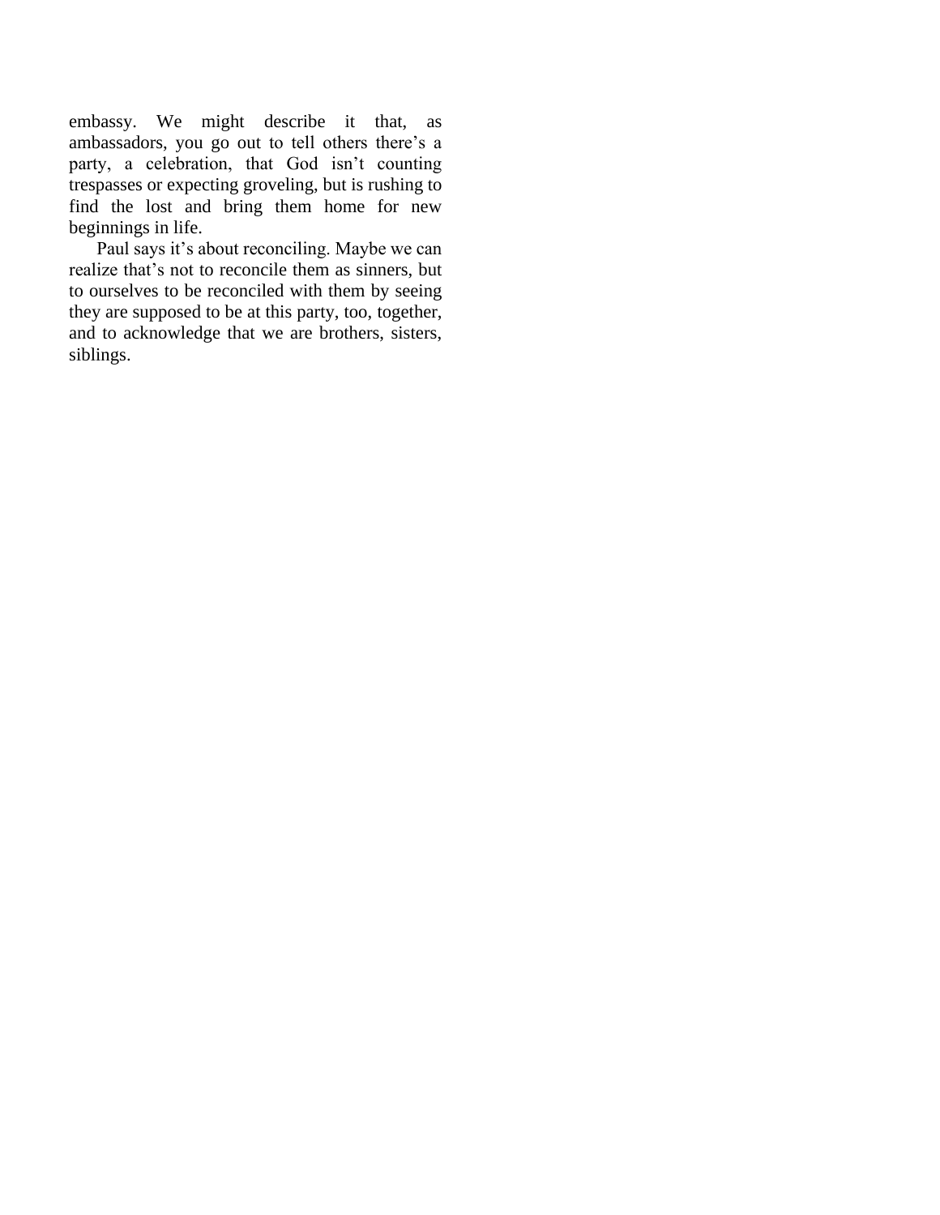embassy. We might describe it that, as ambassadors, you go out to tell others there's a party, a celebration, that God isn't counting trespasses or expecting groveling, but is rushing to find the lost and bring them home for new beginnings in life.

Paul says it's about reconciling. Maybe we can realize that's not to reconcile them as sinners, but to ourselves to be reconciled with them by seeing they are supposed to be at this party, too, together, and to acknowledge that we are brothers, sisters, siblings.